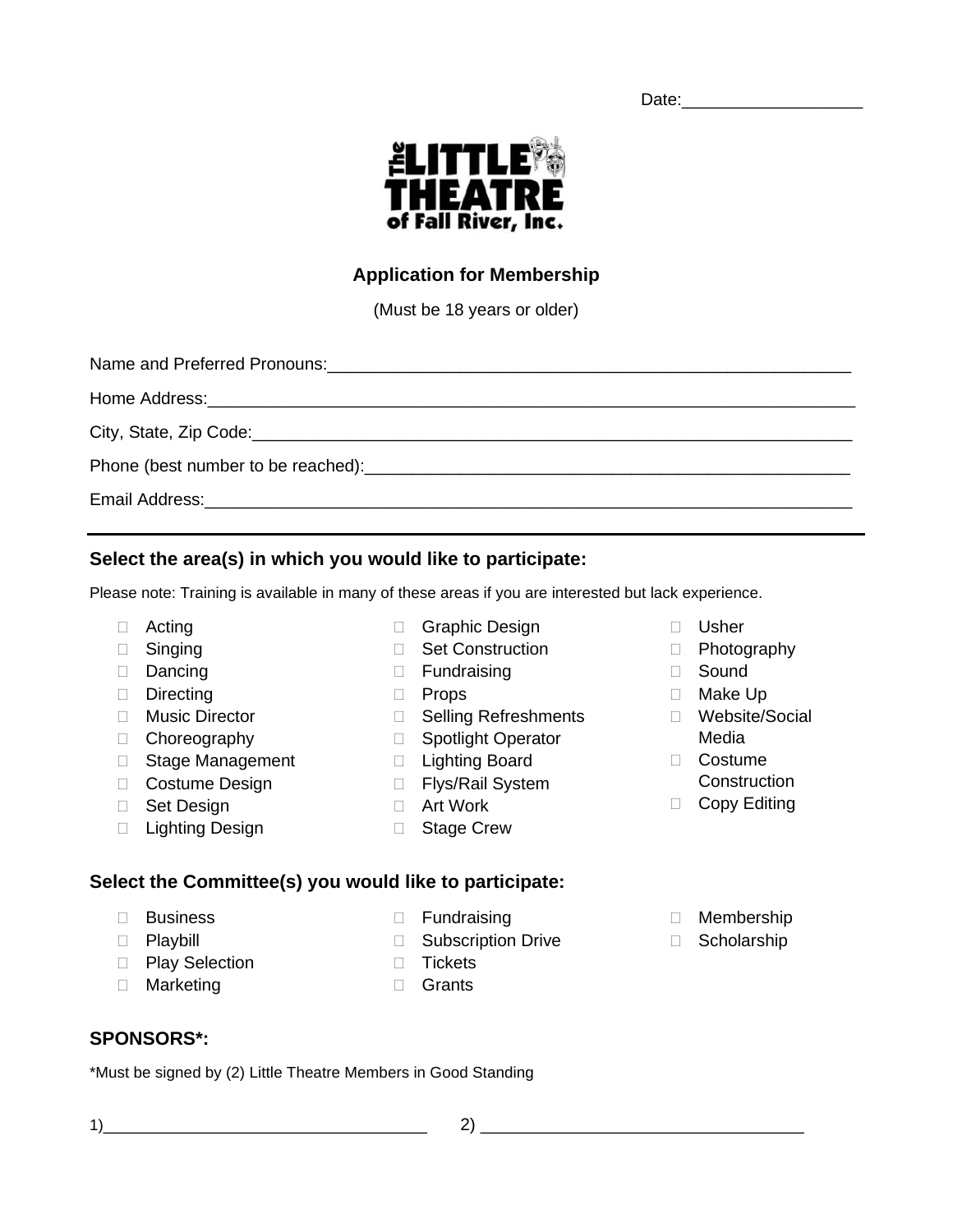Date:___________________

**The LITTLE THEATRE of Fall River, Inc.**

## Application for Membership

(Must be 18 years or older)

Name and Preferred Pronouns:_________________________________________________________

Home Address:_______________________________________________________________________

City, State, Zip Code:________________________________________________________________

Phone (best number to be reached):____________________________________________________

Email Address:_______________________________________________________________________

---

### Select the area(s) in which you would like to participate:

Please note: Training is available in many of these areas if you are interested but lack experience.

- ☐ Acting
- ☐ Singing
- ☐ Dancing
- ☐ Directing
- ☐ Music Director
- ☐ Choreography
- ☐ Stage Management
- ☐ Costume Design
- ☐ Set Design
- ☐ Lighting Design
- ☐ Graphic Design
- ☐ Set Construction
- ☐ Fundraising
- ☐ Props
- ☐ Selling Refreshments
- ☐ Spotlight Operator
- ☐ Lighting Board
- ☐ Flys/Rail System
- ☐ Art Work
- ☐ Stage Crew
- ☐ Usher
- ☐ Photography
- ☐ Sound
- ☐ Make Up
- ☐ Website/Social Media
- ☐ Costume Construction
- ☐ Copy Editing

### Select the Committee(s) you would like to participate:

- ☐ Business
- ☐ Playbill
- ☐ Play Selection
- ☐ Marketing
- ☐ Fundraising
- ☐ Subscription Drive
- ☐ Tickets
- ☐ Grants
- ☐ Membership
- ☐ Scholarship

### SPONSORS*:

*Must be signed by (2) Little Theatre Members in Good Standing

1)___________________________________ 2) ___________________________________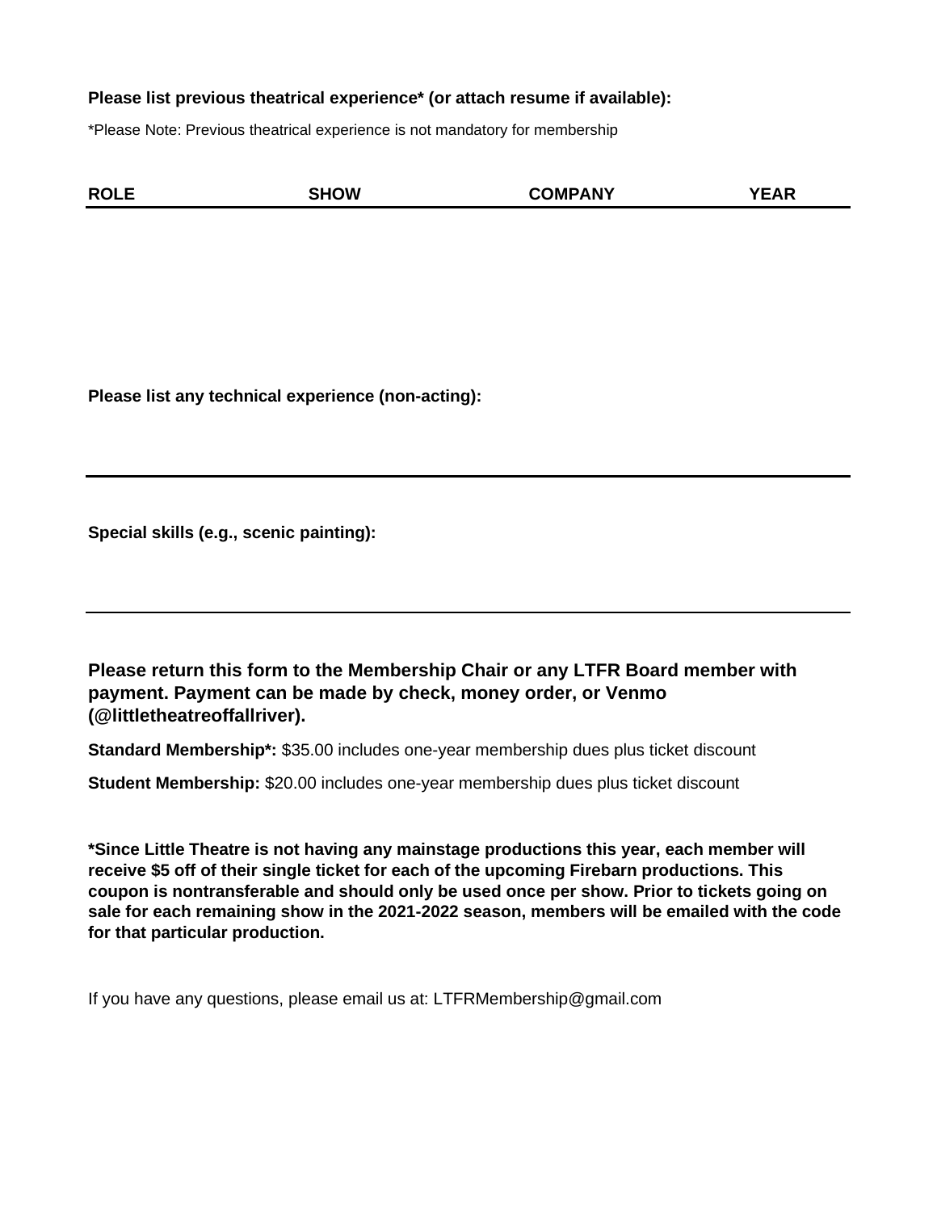**Please list previous theatrical experience* (or attach resume if available):**

*Please Note: Previous theatrical experience is not mandatory for membership

| ROLE | SHOW | COMPANY | YEAR |
|---|---|---|---|

**Please list any technical experience (non-acting):**

**Special skills (e.g., scenic painting):**

**Please return this form to the Membership Chair or any LTFR Board member with payment. Payment can be made by check, money order, or Venmo (@littletheatreoffallriver).**

**Standard Membership*:** $35.00 includes one-year membership dues plus ticket discount

**Student Membership:** $20.00 includes one-year membership dues plus ticket discount

***Since Little Theatre is not having any mainstage productions this year, each member will receive $5 off of their single ticket for each of the upcoming Firebarn productions. This coupon is nontransferable and should only be used once per show. Prior to tickets going on sale for each remaining show in the 2021-2022 season, members will be emailed with the code for that particular production.**

If you have any questions, please email us at: LTFRMembership@gmail.com